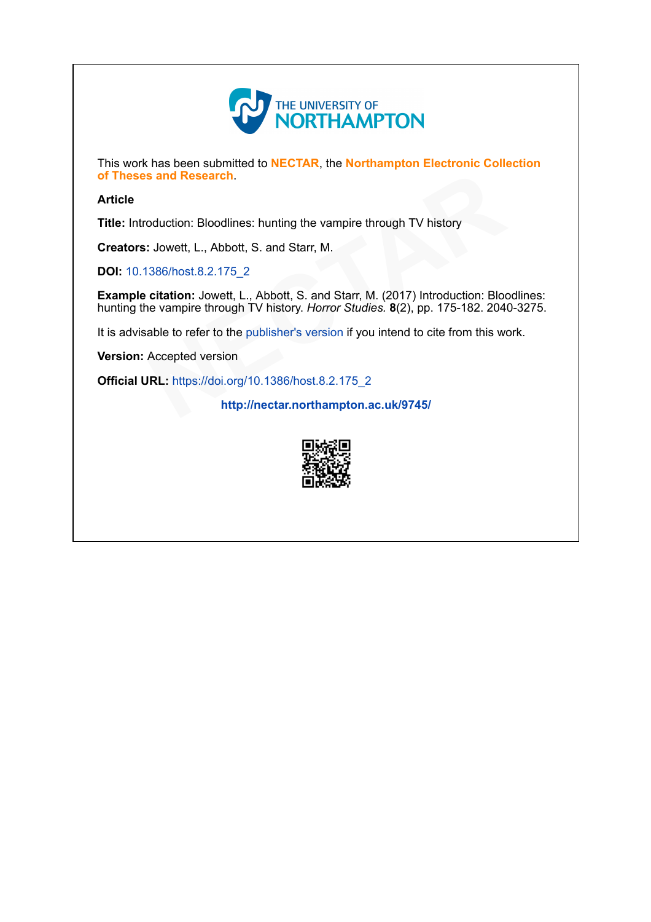THE UNIVERSITY OF NORTHAMPTON

This work has been submitted to **NECTAR**, the **Northampton Electronic Collection of Theses and Research**.

**Article**

**Title:** Introduction: Bloodlines: hunting the vampire through TV history

**Creators:** Jowett, L., Abbott, S. and Starr, M.

**DOI:** 10.1386/host.8.2.175_2

**Example citation:** Jowett, L., Abbott, S. and Starr, M. (2017) Introduction: Bloodlines: hunting the vampire through TV history. *Horror Studies.* **8**(2), pp. 175-182. 2040-3275.

It is advisable to refer to the publisher's version if you intend to cite from this work.

**Version:** Accepted version

**Official URL:** https://doi.org/10.1386/host.8.2.175_2

**http://nectar.northampton.ac.uk/9745/**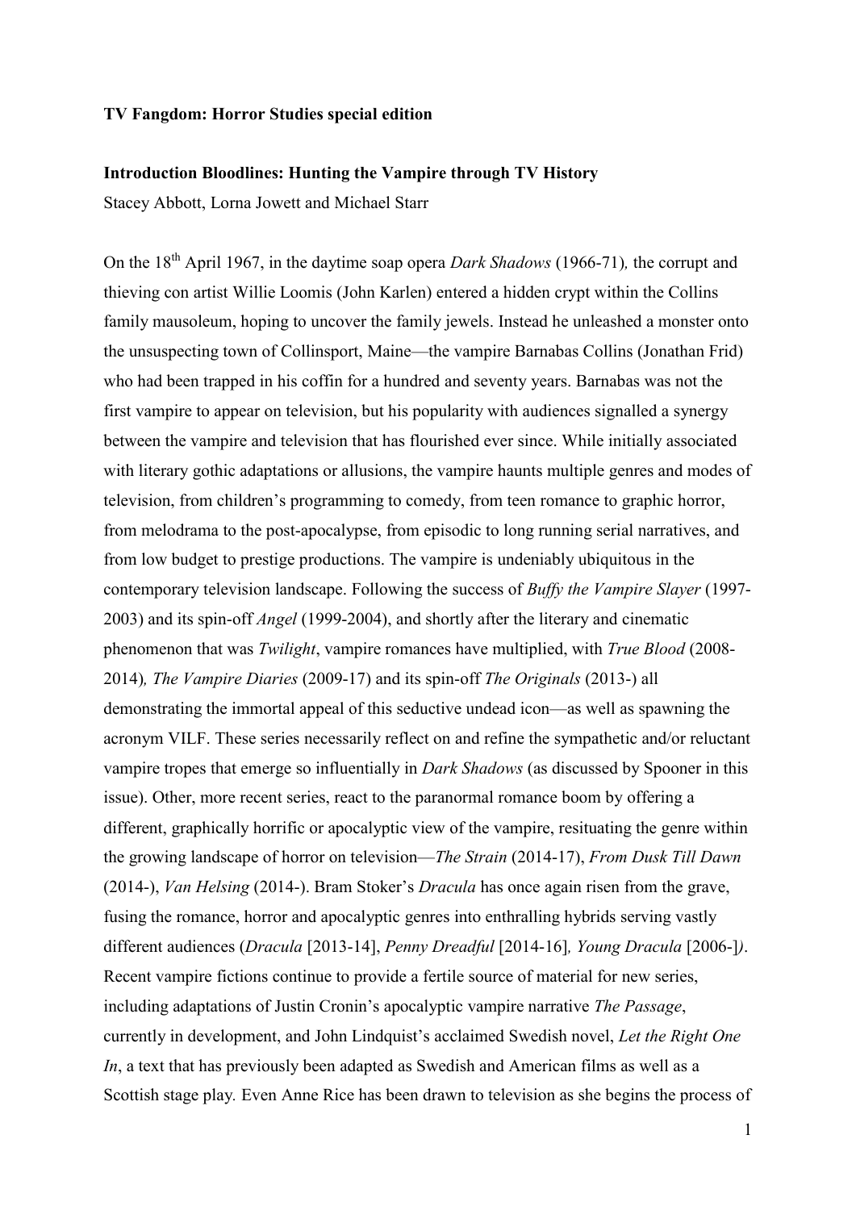**TV Fangdom: Horror Studies special edition**

**Introduction Bloodlines: Hunting the Vampire through TV History**

Stacey Abbott, Lorna Jowett and Michael Starr

On the 18th April 1967, in the daytime soap opera *Dark Shadows* (1966-71)*,* the corrupt and thieving con artist Willie Loomis (John Karlen) entered a hidden crypt within the Collins family mausoleum, hoping to uncover the family jewels. Instead he unleashed a monster onto the unsuspecting town of Collinsport, Maine—the vampire Barnabas Collins (Jonathan Frid) who had been trapped in his coffin for a hundred and seventy years. Barnabas was not the first vampire to appear on television, but his popularity with audiences signalled a synergy between the vampire and television that has flourished ever since. While initially associated with literary gothic adaptations or allusions, the vampire haunts multiple genres and modes of television, from children's programming to comedy, from teen romance to graphic horror, from melodrama to the post-apocalypse, from episodic to long running serial narratives, and from low budget to prestige productions. The vampire is undeniably ubiquitous in the contemporary television landscape. Following the success of *Buffy the Vampire Slayer* (1997-2003) and its spin-off *Angel* (1999-2004), and shortly after the literary and cinematic phenomenon that was *Twilight*, vampire romances have multiplied, with *True Blood* (2008-2014)*, The Vampire Diaries* (2009-17) and its spin-off *The Originals* (2013-) all demonstrating the immortal appeal of this seductive undead icon—as well as spawning the acronym VILF. These series necessarily reflect on and refine the sympathetic and/or reluctant vampire tropes that emerge so influentially in *Dark Shadows* (as discussed by Spooner in this issue). Other, more recent series, react to the paranormal romance boom by offering a different, graphically horrific or apocalyptic view of the vampire, resituating the genre within the growing landscape of horror on television—*The Strain* (2014-17), *From Dusk Till Dawn* (2014-), *Van Helsing* (2014-). Bram Stoker's *Dracula* has once again risen from the grave, fusing the romance, horror and apocalyptic genres into enthralling hybrids serving vastly different audiences (*Dracula* [2013-14], *Penny Dreadful* [2014-16]*, Young Dracula* [2006-]*)*. Recent vampire fictions continue to provide a fertile source of material for new series, including adaptations of Justin Cronin's apocalyptic vampire narrative *The Passage*, currently in development, and John Lindquist's acclaimed Swedish novel, *Let the Right One In*, a text that has previously been adapted as Swedish and American films as well as a Scottish stage play. Even Anne Rice has been drawn to television as she begins the process of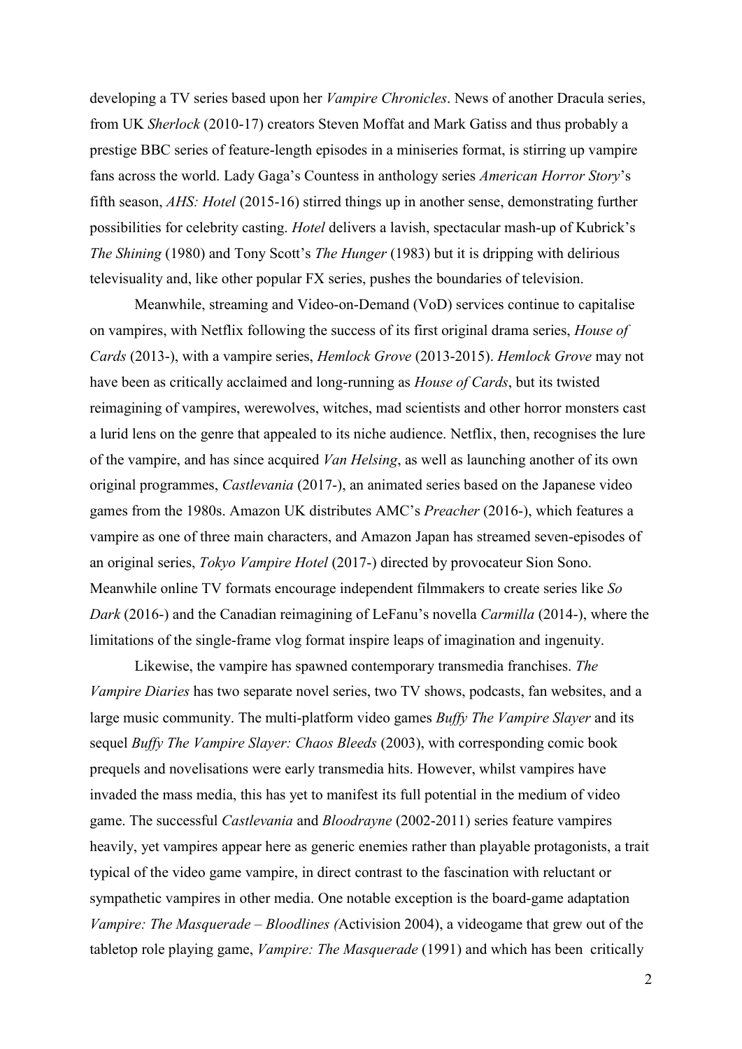developing a TV series based upon her *Vampire Chronicles*. News of another Dracula series, from UK *Sherlock* (2010-17) creators Steven Moffat and Mark Gatiss and thus probably a prestige BBC series of feature-length episodes in a miniseries format, is stirring up vampire fans across the world. Lady Gaga's Countess in anthology series *American Horror Story*'s fifth season, *AHS: Hotel* (2015-16) stirred things up in another sense, demonstrating further possibilities for celebrity casting. *Hotel* delivers a lavish, spectacular mash-up of Kubrick's *The Shining* (1980) and Tony Scott's *The Hunger* (1983) but it is dripping with delirious televisuality and, like other popular FX series, pushes the boundaries of television.

Meanwhile, streaming and Video-on-Demand (VoD) services continue to capitalise on vampires, with Netflix following the success of its first original drama series, *House of Cards* (2013-), with a vampire series, *Hemlock Grove* (2013-2015). *Hemlock Grove* may not have been as critically acclaimed and long-running as *House of Cards*, but its twisted reimagining of vampires, werewolves, witches, mad scientists and other horror monsters cast a lurid lens on the genre that appealed to its niche audience. Netflix, then, recognises the lure of the vampire, and has since acquired *Van Helsing*, as well as launching another of its own original programmes, *Castlevania* (2017-), an animated series based on the Japanese video games from the 1980s. Amazon UK distributes AMC's *Preacher* (2016-), which features a vampire as one of three main characters, and Amazon Japan has streamed seven-episodes of an original series, *Tokyo Vampire Hotel* (2017-) directed by provocateur Sion Sono. Meanwhile online TV formats encourage independent filmmakers to create series like *So Dark* (2016-) and the Canadian reimagining of LeFanu's novella *Carmilla* (2014-), where the limitations of the single-frame vlog format inspire leaps of imagination and ingenuity.

Likewise, the vampire has spawned contemporary transmedia franchises. *The Vampire Diaries* has two separate novel series, two TV shows, podcasts, fan websites, and a large music community. The multi-platform video games *Buffy The Vampire Slayer* and its sequel *Buffy The Vampire Slayer: Chaos Bleeds* (2003), with corresponding comic book prequels and novelisations were early transmedia hits. However, whilst vampires have invaded the mass media, this has yet to manifest its full potential in the medium of video game. The successful *Castlevania* and *Bloodrayne* (2002-2011) series feature vampires heavily, yet vampires appear here as generic enemies rather than playable protagonists, a trait typical of the video game vampire, in direct contrast to the fascination with reluctant or sympathetic vampires in other media. One notable exception is the board-game adaptation *Vampire: The Masquerade – Bloodlines (*Activision 2004), a videogame that grew out of the tabletop role playing game, *Vampire: The Masquerade* (1991) and which has been critically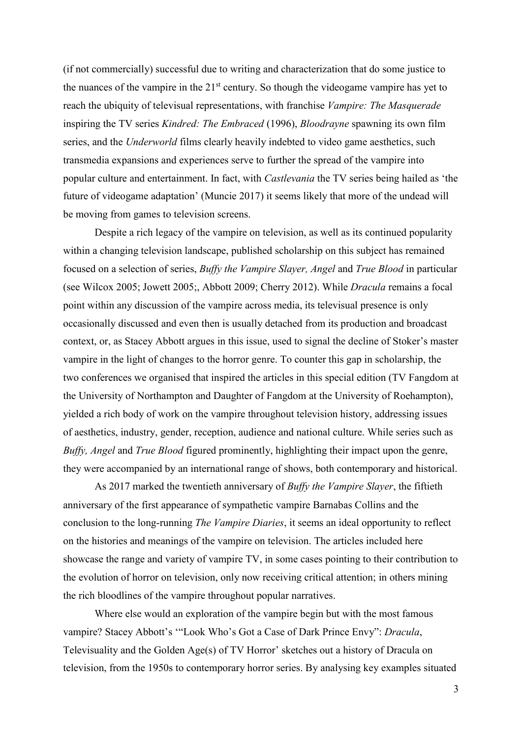(if not commercially) successful due to writing and characterization that do some justice to the nuances of the vampire in the 21st century. So though the videogame vampire has yet to reach the ubiquity of televisual representations, with franchise *Vampire: The Masquerade* inspiring the TV series *Kindred: The Embraced* (1996), *Bloodrayne* spawning its own film series, and the *Underworld* films clearly heavily indebted to video game aesthetics, such transmedia expansions and experiences serve to further the spread of the vampire into popular culture and entertainment. In fact, with *Castlevania* the TV series being hailed as 'the future of videogame adaptation' (Muncie 2017) it seems likely that more of the undead will be moving from games to television screens.

Despite a rich legacy of the vampire on television, as well as its continued popularity within a changing television landscape, published scholarship on this subject has remained focused on a selection of series, *Buffy the Vampire Slayer, Angel* and *True Blood* in particular (see Wilcox 2005; Jowett 2005;, Abbott 2009; Cherry 2012). While *Dracula* remains a focal point within any discussion of the vampire across media, its televisual presence is only occasionally discussed and even then is usually detached from its production and broadcast context, or, as Stacey Abbott argues in this issue, used to signal the decline of Stoker's master vampire in the light of changes to the horror genre. To counter this gap in scholarship, the two conferences we organised that inspired the articles in this special edition (TV Fangdom at the University of Northampton and Daughter of Fangdom at the University of Roehampton), yielded a rich body of work on the vampire throughout television history, addressing issues of aesthetics, industry, gender, reception, audience and national culture. While series such as *Buffy, Angel* and *True Blood* figured prominently, highlighting their impact upon the genre, they were accompanied by an international range of shows, both contemporary and historical.

As 2017 marked the twentieth anniversary of *Buffy the Vampire Slayer*, the fiftieth anniversary of the first appearance of sympathetic vampire Barnabas Collins and the conclusion to the long-running *The Vampire Diaries*, it seems an ideal opportunity to reflect on the histories and meanings of the vampire on television. The articles included here showcase the range and variety of vampire TV, in some cases pointing to their contribution to the evolution of horror on television, only now receiving critical attention; in others mining the rich bloodlines of the vampire throughout popular narratives.

Where else would an exploration of the vampire begin but with the most famous vampire? Stacey Abbott's '"Look Who's Got a Case of Dark Prince Envy": *Dracula*, Televisuality and the Golden Age(s) of TV Horror' sketches out a history of Dracula on television, from the 1950s to contemporary horror series. By analysing key examples situated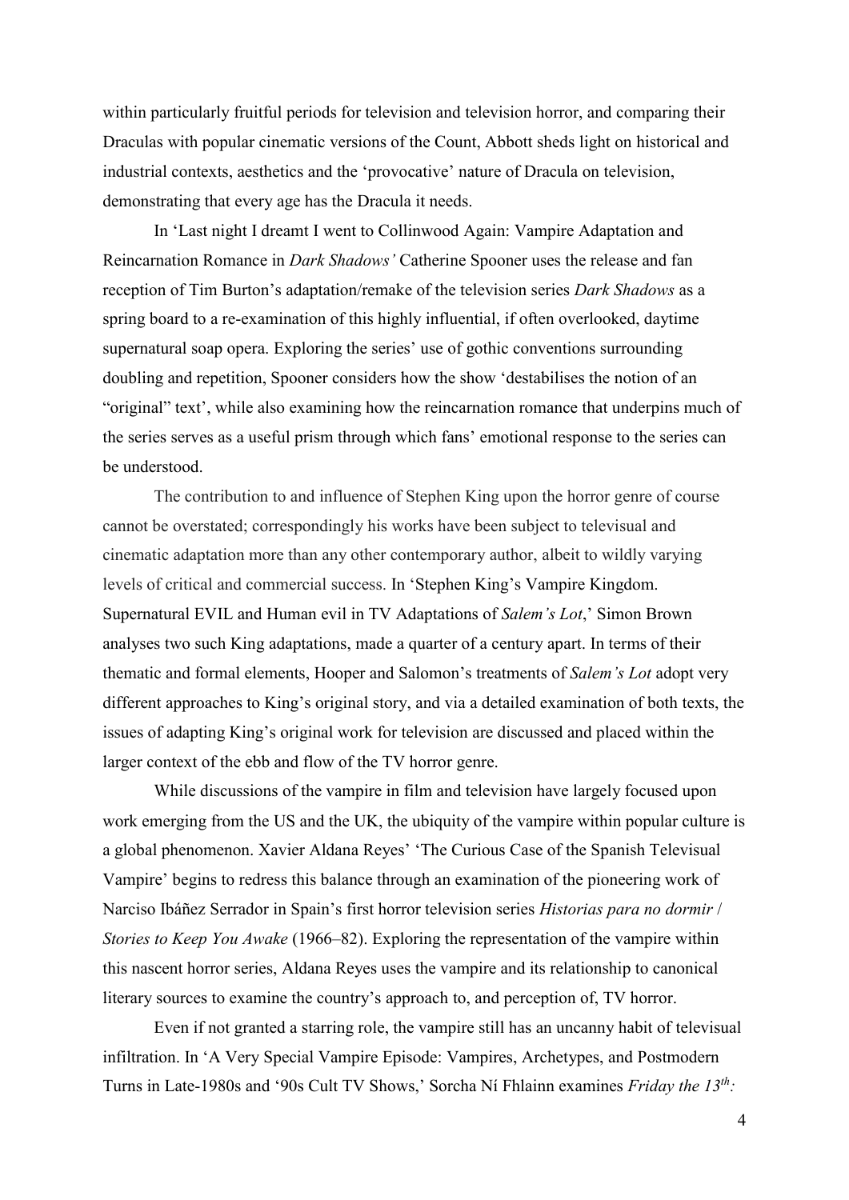within particularly fruitful periods for television and television horror, and comparing their Draculas with popular cinematic versions of the Count, Abbott sheds light on historical and industrial contexts, aesthetics and the 'provocative' nature of Dracula on television, demonstrating that every age has the Dracula it needs.

In 'Last night I dreamt I went to Collinwood Again: Vampire Adaptation and Reincarnation Romance in *Dark Shadows'* Catherine Spooner uses the release and fan reception of Tim Burton's adaptation/remake of the television series *Dark Shadows* as a spring board to a re-examination of this highly influential, if often overlooked, daytime supernatural soap opera. Exploring the series' use of gothic conventions surrounding doubling and repetition, Spooner considers how the show 'destabilises the notion of an "original" text', while also examining how the reincarnation romance that underpins much of the series serves as a useful prism through which fans' emotional response to the series can be understood.

The contribution to and influence of Stephen King upon the horror genre of course cannot be overstated; correspondingly his works have been subject to televisual and cinematic adaptation more than any other contemporary author, albeit to wildly varying levels of critical and commercial success. In 'Stephen King's Vampire Kingdom. Supernatural EVIL and Human evil in TV Adaptations of *Salem's Lot*,' Simon Brown analyses two such King adaptations, made a quarter of a century apart. In terms of their thematic and formal elements, Hooper and Salomon's treatments of *Salem's Lot* adopt very different approaches to King's original story, and via a detailed examination of both texts, the issues of adapting King's original work for television are discussed and placed within the larger context of the ebb and flow of the TV horror genre.

While discussions of the vampire in film and television have largely focused upon work emerging from the US and the UK, the ubiquity of the vampire within popular culture is a global phenomenon. Xavier Aldana Reyes' 'The Curious Case of the Spanish Televisual Vampire' begins to redress this balance through an examination of the pioneering work of Narciso Ibáñez Serrador in Spain's first horror television series *Historias para no dormir* / *Stories to Keep You Awake* (1966–82). Exploring the representation of the vampire within this nascent horror series, Aldana Reyes uses the vampire and its relationship to canonical literary sources to examine the country's approach to, and perception of, TV horror.

Even if not granted a starring role, the vampire still has an uncanny habit of televisual infiltration. In 'A Very Special Vampire Episode: Vampires, Archetypes, and Postmodern Turns in Late-1980s and '90s Cult TV Shows,' Sorcha Ní Fhlainn examines *Friday the 13th:*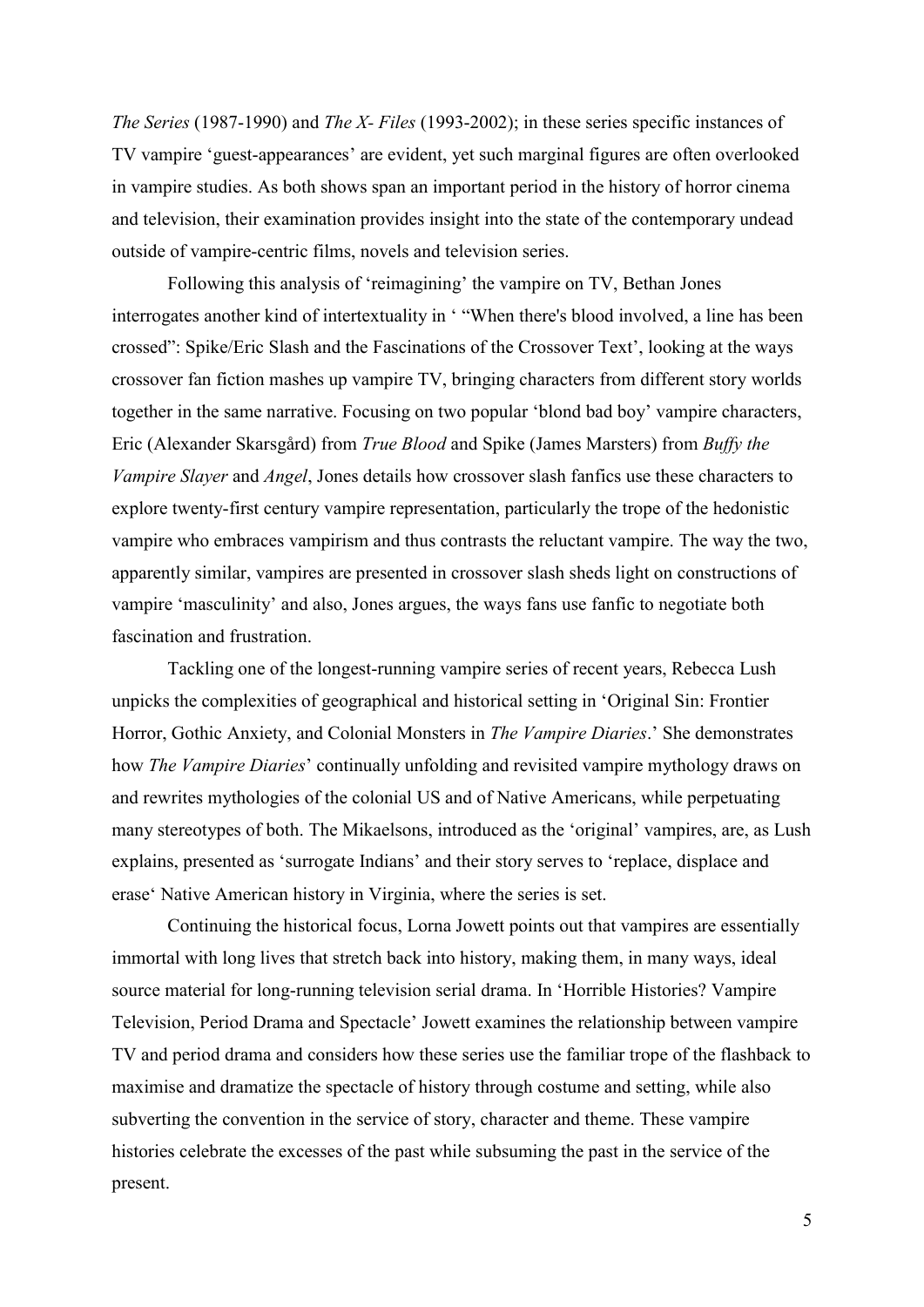*The Series* (1987-1990) and *The X- Files* (1993-2002); in these series specific instances of TV vampire 'guest-appearances' are evident, yet such marginal figures are often overlooked in vampire studies. As both shows span an important period in the history of horror cinema and television, their examination provides insight into the state of the contemporary undead outside of vampire-centric films, novels and television series.

Following this analysis of 'reimagining' the vampire on TV, Bethan Jones interrogates another kind of intertextuality in ' "When there's blood involved, a line has been crossed": Spike/Eric Slash and the Fascinations of the Crossover Text', looking at the ways crossover fan fiction mashes up vampire TV, bringing characters from different story worlds together in the same narrative. Focusing on two popular 'blond bad boy' vampire characters, Eric (Alexander Skarsgård) from *True Blood* and Spike (James Marsters) from *Buffy the Vampire Slayer* and *Angel*, Jones details how crossover slash fanfics use these characters to explore twenty-first century vampire representation, particularly the trope of the hedonistic vampire who embraces vampirism and thus contrasts the reluctant vampire. The way the two, apparently similar, vampires are presented in crossover slash sheds light on constructions of vampire 'masculinity' and also, Jones argues, the ways fans use fanfic to negotiate both fascination and frustration.

Tackling one of the longest-running vampire series of recent years, Rebecca Lush unpicks the complexities of geographical and historical setting in 'Original Sin: Frontier Horror, Gothic Anxiety, and Colonial Monsters in *The Vampire Diaries*.' She demonstrates how *The Vampire Diaries*' continually unfolding and revisited vampire mythology draws on and rewrites mythologies of the colonial US and of Native Americans, while perpetuating many stereotypes of both. The Mikaelsons, introduced as the 'original' vampires, are, as Lush explains, presented as 'surrogate Indians' and their story serves to 'replace, displace and erase' Native American history in Virginia, where the series is set.

Continuing the historical focus, Lorna Jowett points out that vampires are essentially immortal with long lives that stretch back into history, making them, in many ways, ideal source material for long-running television serial drama. In 'Horrible Histories? Vampire Television, Period Drama and Spectacle' Jowett examines the relationship between vampire TV and period drama and considers how these series use the familiar trope of the flashback to maximise and dramatize the spectacle of history through costume and setting, while also subverting the convention in the service of story, character and theme. These vampire histories celebrate the excesses of the past while subsuming the past in the service of the present.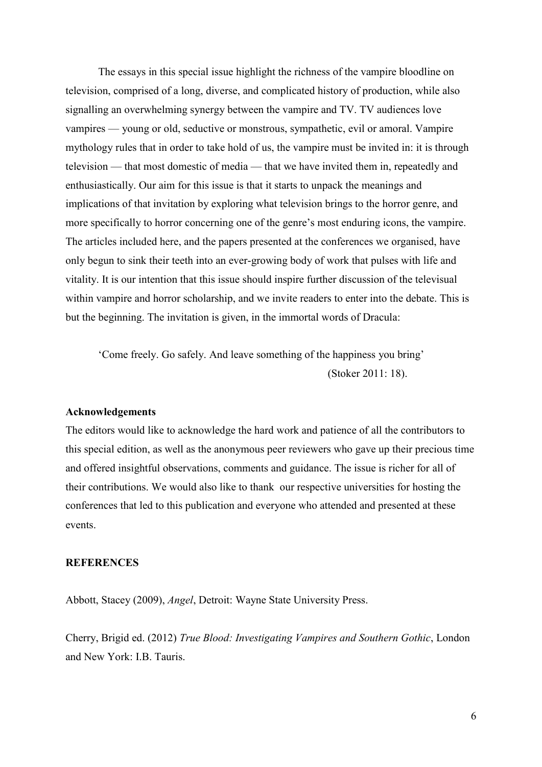The essays in this special issue highlight the richness of the vampire bloodline on television, comprised of a long, diverse, and complicated history of production, while also signalling an overwhelming synergy between the vampire and TV. TV audiences love vampires — young or old, seductive or monstrous, sympathetic, evil or amoral. Vampire mythology rules that in order to take hold of us, the vampire must be invited in: it is through television — that most domestic of media — that we have invited them in, repeatedly and enthusiastically. Our aim for this issue is that it starts to unpack the meanings and implications of that invitation by exploring what television brings to the horror genre, and more specifically to horror concerning one of the genre's most enduring icons, the vampire. The articles included here, and the papers presented at the conferences we organised, have only begun to sink their teeth into an ever-growing body of work that pulses with life and vitality. It is our intention that this issue should inspire further discussion of the televisual within vampire and horror scholarship, and we invite readers to enter into the debate. This is but the beginning. The invitation is given, in the immortal words of Dracula:

> 'Come freely. Go safely. And leave something of the happiness you bring'
> (Stoker 2011: 18).

**Acknowledgements**

The editors would like to acknowledge the hard work and patience of all the contributors to this special edition, as well as the anonymous peer reviewers who gave up their precious time and offered insightful observations, comments and guidance. The issue is richer for all of their contributions. We would also like to thank our respective universities for hosting the conferences that led to this publication and everyone who attended and presented at these events.

**REFERENCES**

Abbott, Stacey (2009), *Angel*, Detroit: Wayne State University Press.

Cherry, Brigid ed. (2012) *True Blood: Investigating Vampires and Southern Gothic*, London and New York: I.B. Tauris.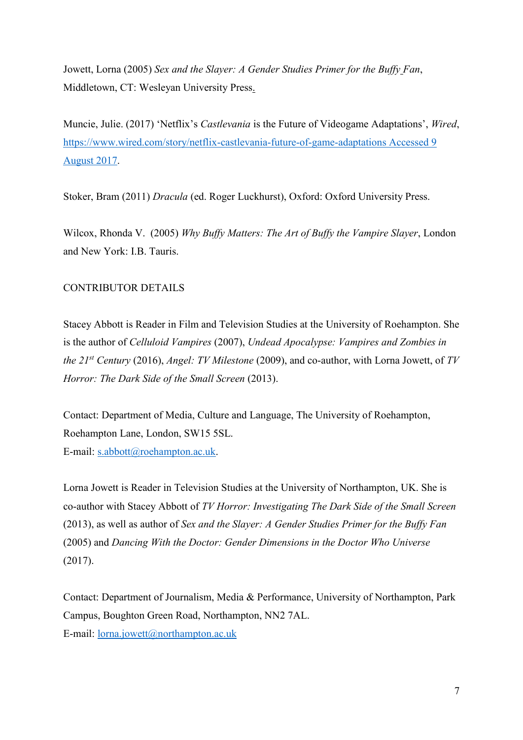Jowett, Lorna (2005) *Sex and the Slayer: A Gender Studies Primer for the Buffy Fan*, Middletown, CT: Wesleyan University Press.

Muncie, Julie. (2017) 'Netflix's *Castlevania* is the Future of Videogame Adaptations', *Wired*, https://www.wired.com/story/netflix-castlevania-future-of-game-adaptations Accessed 9 August 2017.

Stoker, Bram (2011) *Dracula* (ed. Roger Luckhurst), Oxford: Oxford University Press.

Wilcox, Rhonda V. (2005) *Why Buffy Matters: The Art of Buffy the Vampire Slayer*, London and New York: I.B. Tauris.

CONTRIBUTOR DETAILS

Stacey Abbott is Reader in Film and Television Studies at the University of Roehampton. She is the author of *Celluloid Vampires* (2007), *Undead Apocalypse: Vampires and Zombies in the 21st Century* (2016), *Angel: TV Milestone* (2009), and co-author, with Lorna Jowett, of *TV Horror: The Dark Side of the Small Screen* (2013).

Contact: Department of Media, Culture and Language, The University of Roehampton, Roehampton Lane, London, SW15 5SL.
E-mail: s.abbott@roehampton.ac.uk.

Lorna Jowett is Reader in Television Studies at the University of Northampton, UK. She is co-author with Stacey Abbott of *TV Horror: Investigating The Dark Side of the Small Screen* (2013), as well as author of *Sex and the Slayer: A Gender Studies Primer for the Buffy Fan* (2005) and *Dancing With the Doctor: Gender Dimensions in the Doctor Who Universe* (2017).

Contact: Department of Journalism, Media & Performance, University of Northampton, Park Campus, Boughton Green Road, Northampton, NN2 7AL.
E-mail: lorna.jowett@northampton.ac.uk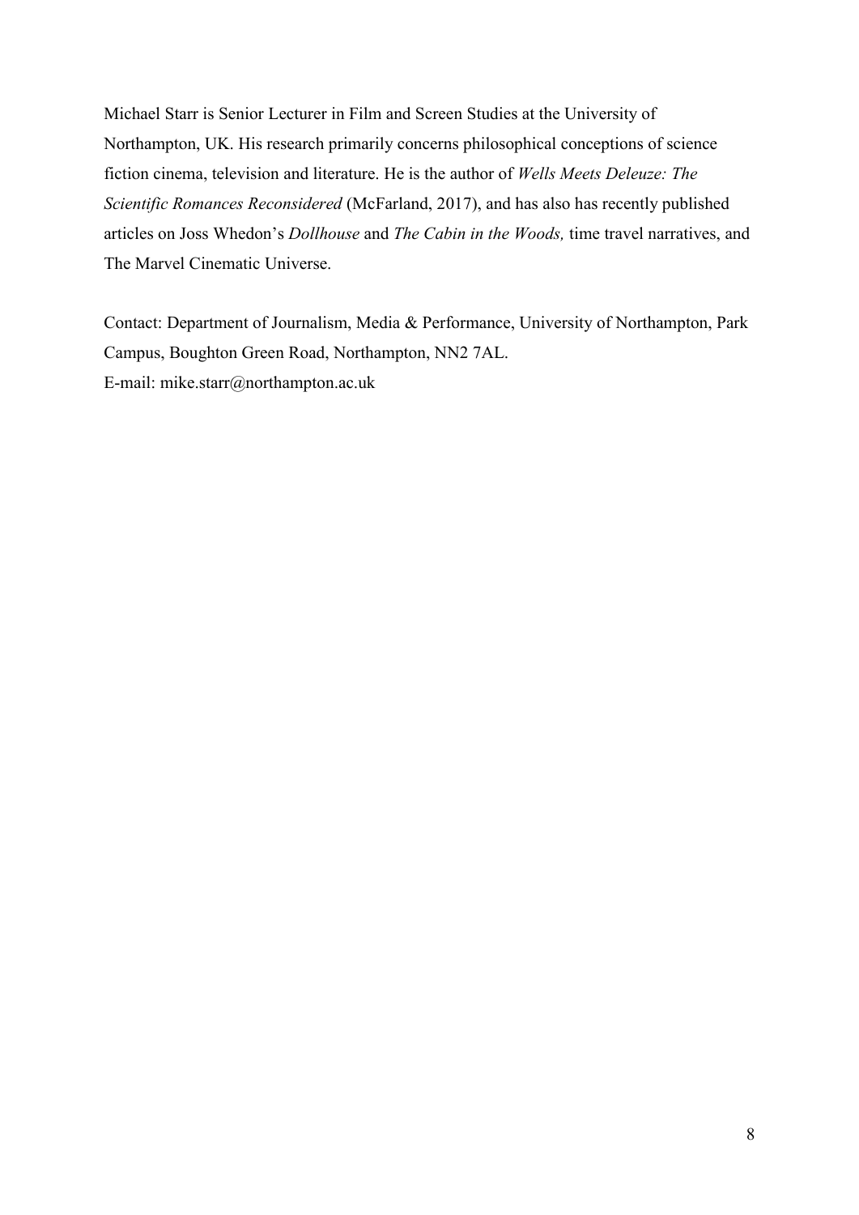Michael Starr is Senior Lecturer in Film and Screen Studies at the University of Northampton, UK. His research primarily concerns philosophical conceptions of science fiction cinema, television and literature. He is the author of *Wells Meets Deleuze: The Scientific Romances Reconsidered* (McFarland, 2017), and has also has recently published articles on Joss Whedon's *Dollhouse* and *The Cabin in the Woods,* time travel narratives, and The Marvel Cinematic Universe.

Contact: Department of Journalism, Media & Performance, University of Northampton, Park Campus, Boughton Green Road, Northampton, NN2 7AL.
E-mail: mike.starr@northampton.ac.uk